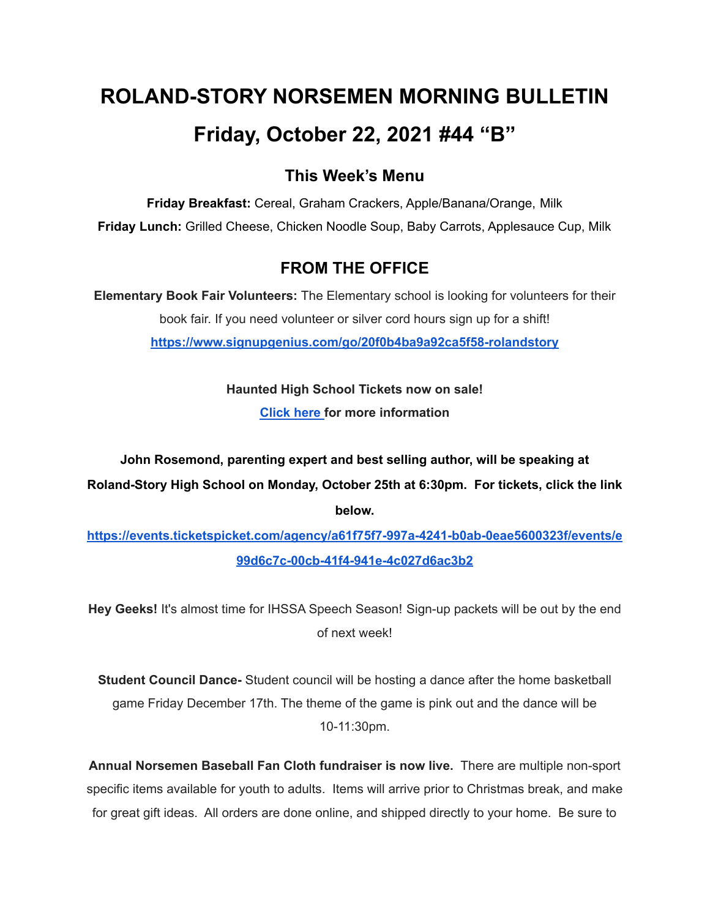# ROLAND-STORY NORSEMEN MORNING BULLETIN

# Friday, October 22, 2021 #44 "B"

## This Week's Menu

**Friday Breakfast:** Cereal, Graham Crackers, Apple/Banana/Orange, Milk

**Friday Lunch:** Grilled Cheese, Chicken Noodle Soup, Baby Carrots, Applesauce Cup, Milk

## FROM THE OFFICE

**Elementary Book Fair Volunteers:** The Elementary school is looking for volunteers for their book fair. If you need volunteer or silver cord hours sign up for a shift!

**https://www.signupgenius.com/go/20f0b4ba9a92ca5f58-rolandstory**

**Haunted High School Tickets now on sale!**

**Click here for more information**

**John Rosemond, parenting expert and best selling author, will be speaking at Roland-Story High School on Monday, October 25th at 6:30pm. For tickets, click the link below.**

**https://events.ticketspicket.com/agency/a61f75f7-997a-4241-b0ab-0eae5600323f/events/e99d6c7c-00cb-41f4-941e-4c027d6ac3b2**

**Hey Geeks!** It's almost time for IHSSA Speech Season! Sign-up packets will be out by the end of next week!

**Student Council Dance-** Student council will be hosting a dance after the home basketball game Friday December 17th. The theme of the game is pink out and the dance will be 10-11:30pm.

**Annual Norsemen Baseball Fan Cloth fundraiser is now live.** There are multiple non-sport specific items available for youth to adults. Items will arrive prior to Christmas break, and make for great gift ideas. All orders are done online, and shipped directly to your home. Be sure to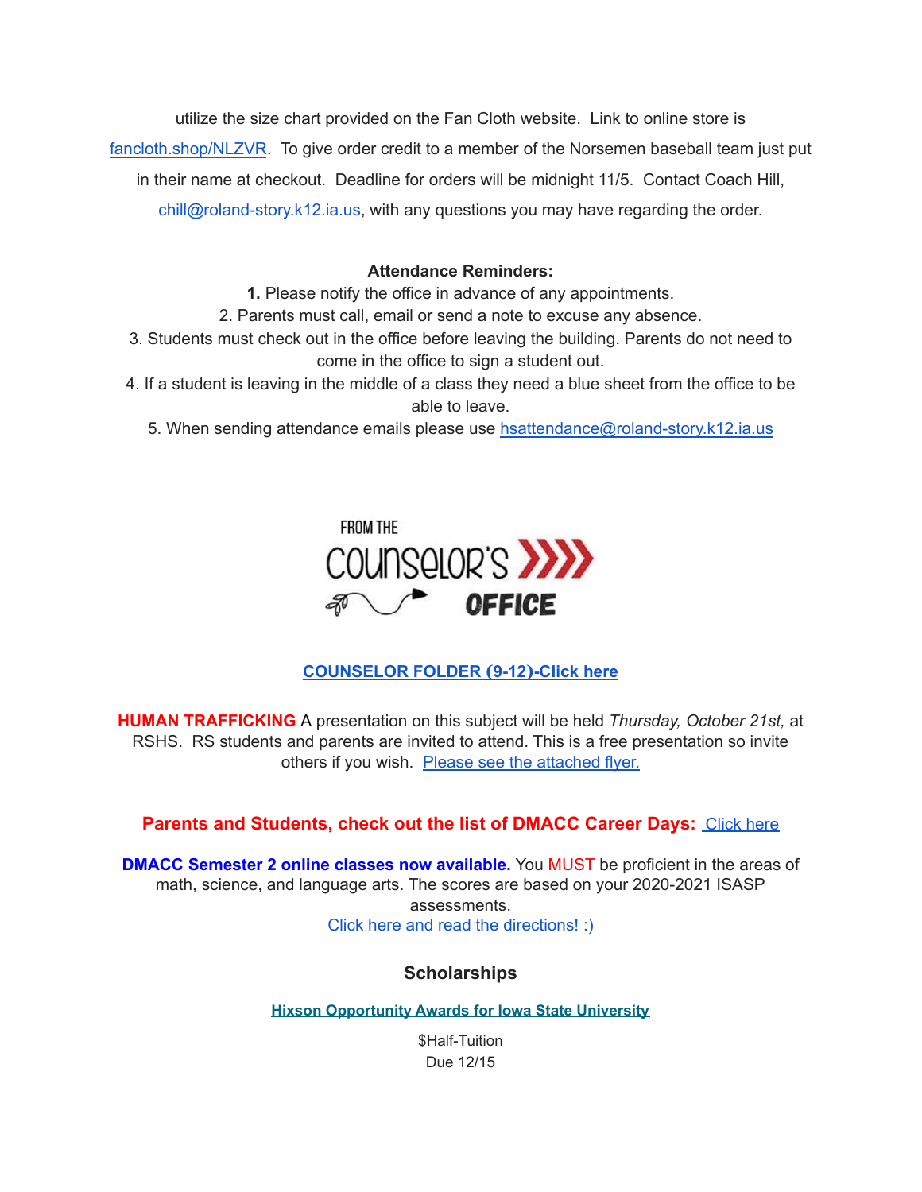utilize the size chart provided on the Fan Cloth website. Link to online store is fancloth.shop/NLZVR. To give order credit to a member of the Norsemen baseball team just put in their name at checkout. Deadline for orders will be midnight 11/5. Contact Coach Hill, chill@roland-story.k12.ia.us, with any questions you may have regarding the order.

**Attendance Reminders:**

**1.** Please notify the office in advance of any appointments.
2. Parents must call, email or send a note to excuse any absence.
3. Students must check out in the office before leaving the building. Parents do not need to come in the office to sign a student out.
4. If a student is leaving in the middle of a class they need a blue sheet from the office to be able to leave.
5. When sending attendance emails please use hsattendance@roland-story.k12.ia.us

FROM THE COUNSELOR'S OFFICE

**COUNSELOR FOLDER (9-12)-Click here**

**HUMAN TRAFFICKING** A presentation on this subject will be held *Thursday, October 21st,* at RSHS. RS students and parents are invited to attend. This is a free presentation so invite others if you wish. Please see the attached flyer.

**Parents and Students, check out the list of DMACC Career Days:** Click here

**DMACC Semester 2 online classes now available.** You MUST be proficient in the areas of math, science, and language arts. The scores are based on your 2020-2021 ISASP assessments.
Click here and read the directions! :)

### Scholarships

**Hixson Opportunity Awards for Iowa State University**

$Half-Tuition
Due 12/15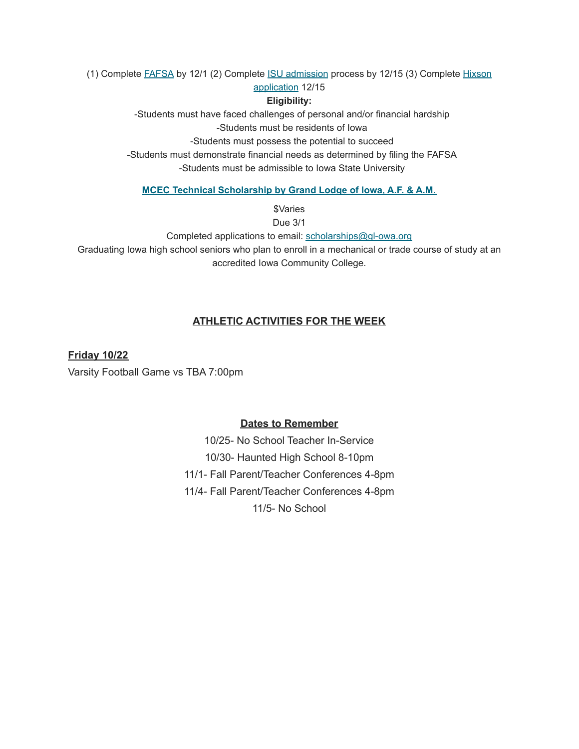(1) Complete [FAFSA] by 12/1 (2) Complete [ISU admission] process by 12/15 (3) Complete [Hixson application] 12/15

**Eligibility:**

-Students must have faced challenges of personal and/or financial hardship

-Students must be residents of Iowa

-Students must possess the potential to succeed

-Students must demonstrate financial needs as determined by filing the FAFSA

-Students must be admissible to Iowa State University

**MCEC Technical Scholarship by Grand Lodge of Iowa, A.F. & A.M.**

$Varies

Due 3/1

Completed applications to email: scholarships@gl-owa.org

Graduating Iowa high school seniors who plan to enroll in a mechanical or trade course of study at an accredited Iowa Community College.

## ATHLETIC ACTIVITIES FOR THE WEEK

**Friday 10/22**

Varsity Football Game vs TBA 7:00pm

## Dates to Remember

10/25- No School Teacher In-Service

10/30- Haunted High School 8-10pm

11/1- Fall Parent/Teacher Conferences 4-8pm

11/4- Fall Parent/Teacher Conferences 4-8pm

11/5- No School